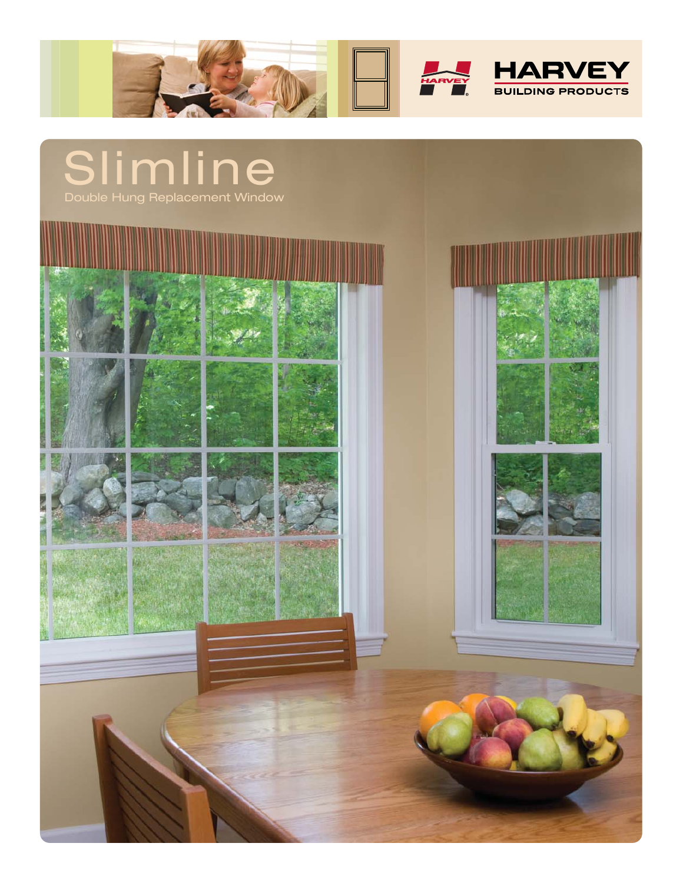HARVEY BUILDING PRODUCTS

# Slimline

Double Hung Replacement Window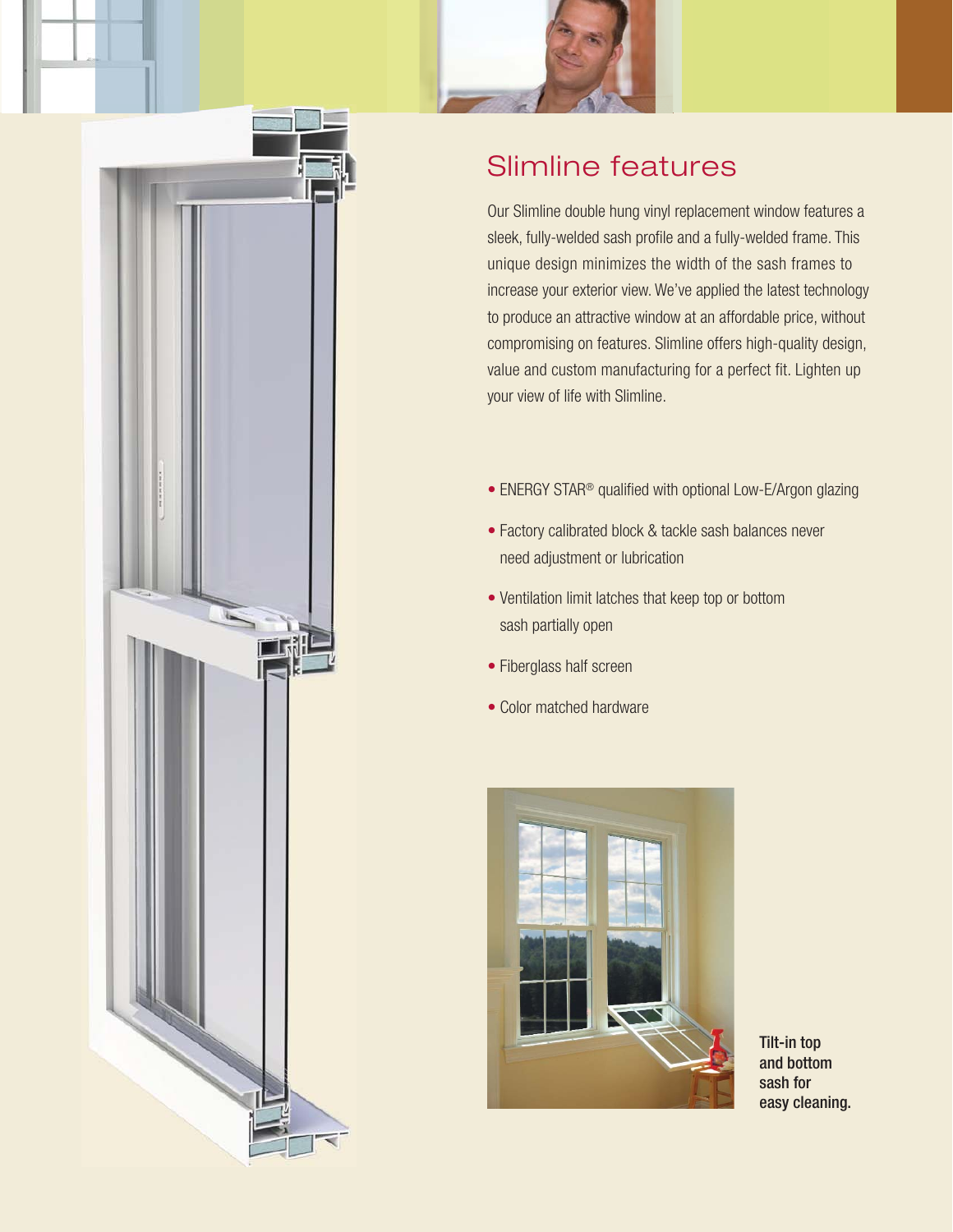## Slimline features

Our Slimline double hung vinyl replacement window features a sleek, fully-welded sash profile and a fully-welded frame. This unique design minimizes the width of the sash frames to increase your exterior view. We've applied the latest technology to produce an attractive window at an affordable price, without compromising on features. Slimline offers high-quality design, value and custom manufacturing for a perfect fit. Lighten up your view of life with Slimline.

- ENERGY STAR® qualified with optional Low-E/Argon glazing
- Factory calibrated block & tackle sash balances never need adjustment or lubrication
- Ventilation limit latches that keep top or bottom sash partially open
- Fiberglass half screen
- Color matched hardware

**Tilt-in top and bottom sash for easy cleaning.**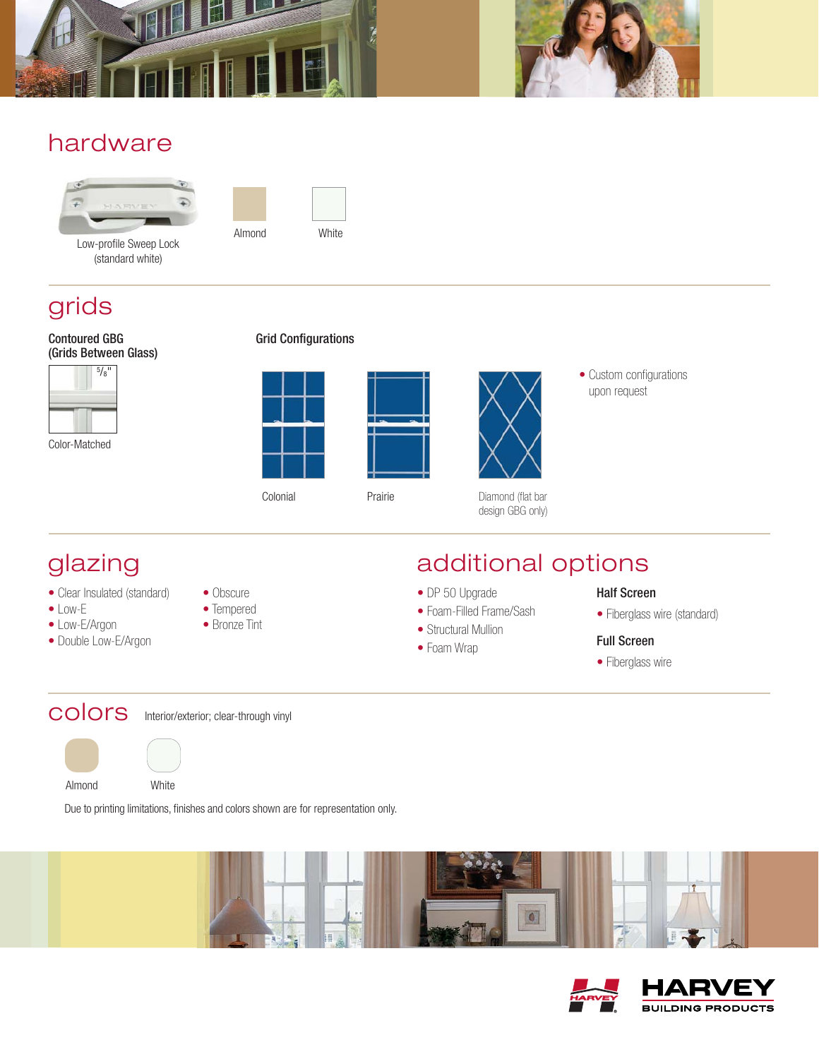## hardware

Low-profile Sweep Lock (standard white)

Almond

White

## grids

**Contoured GBG (Grids Between Glass)**

5/8"

Color-Matched

**Grid Configurations**

Colonial

Prairie

Diamond (flat bar design GBG only)

- Custom configurations upon request

## glazing

- Clear Insulated (standard)
- Low-E
- Low-E/Argon
- Double Low-E/Argon
- Obscure
- Tempered
- Bronze Tint

## additional options

- DP 50 Upgrade
- Foam-Filled Frame/Sash
- Structural Mullion
- Foam Wrap

**Half Screen**

- Fiberglass wire (standard)

**Full Screen**

- Fiberglass wire

## colors

Interior/exterior; clear-through vinyl

Almond

White

Due to printing limitations, finishes and colors shown are for representation only.

HARVEY BUILDING PRODUCTS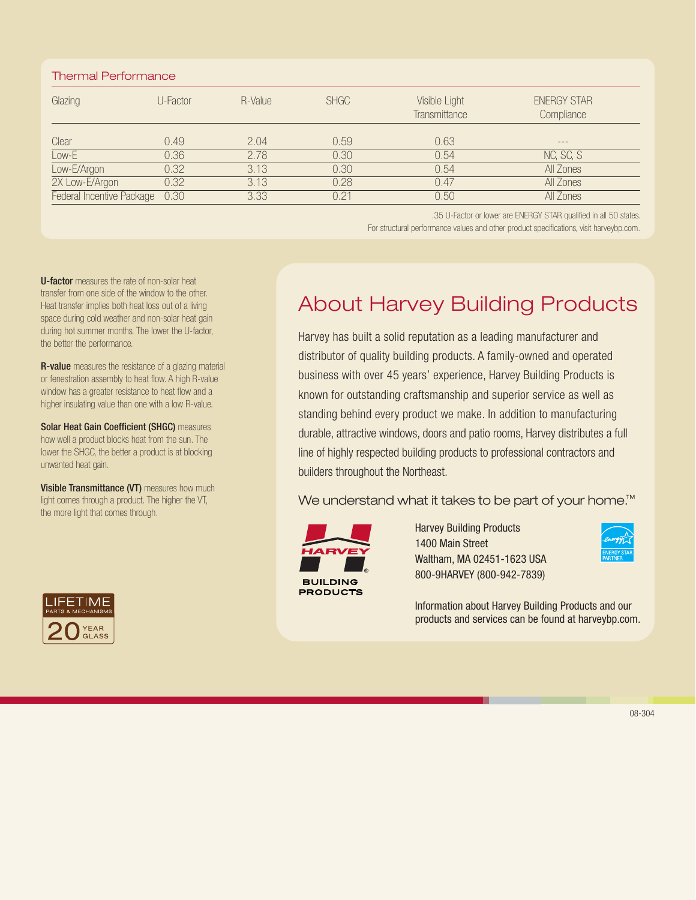## Thermal Performance

| Glazing | U-Factor | R-Value | SHGC | Visible Light Transmittance | ENERGY STAR Compliance |
|---|---|---|---|---|---|
| Clear | 0.49 | 2.04 | 0.59 | 0.63 | --- |
| Low-E | 0.36 | 2.78 | 0.30 | 0.54 | NC, SC, S |
| Low-E/Argon | 0.32 | 3.13 | 0.30 | 0.54 | All Zones |
| 2X Low-E/Argon | 0.32 | 3.13 | 0.28 | 0.47 | All Zones |
| Federal Incentive Package | 0.30 | 3.33 | 0.21 | 0.50 | All Zones |

.35 U-Factor or lower are ENERGY STAR qualified in all 50 states.

For structural performance values and other product specifications, visit harveybp.com.

**U-factor** measures the rate of non-solar heat transfer from one side of the window to the other. Heat transfer implies both heat loss out of a living space during cold weather and non-solar heat gain during hot summer months. The lower the U-factor, the better the performance.

**R-value** measures the resistance of a glazing material or fenestration assembly to heat flow. A high R-value window has a greater resistance to heat flow and a higher insulating value than one with a low R-value.

**Solar Heat Gain Coefficient (SHGC)** measures how well a product blocks heat from the sun. The lower the SHGC, the better a product is at blocking unwanted heat gain.

**Visible Transmittance (VT)** measures how much light comes through a product. The higher the VT, the more light that comes through.

LIFETIME PARTS & MECHANISMS
20 YEAR GLASS

## About Harvey Building Products

Harvey has built a solid reputation as a leading manufacturer and distributor of quality building products. A family-owned and operated business with over 45 years' experience, Harvey Building Products is known for outstanding craftsmanship and superior service as well as standing behind every product we make. In addition to manufacturing durable, attractive windows, doors and patio rooms, Harvey distributes a full line of highly respected building products to professional contractors and builders throughout the Northeast.

We understand what it takes to be part of your home.™

HARVEY BUILDING PRODUCTS

Harvey Building Products
1400 Main Street
Waltham, MA 02451-1623 USA
800-9HARVEY (800-942-7839)

ENERGY STAR PARTNER

Information about Harvey Building Products and our products and services can be found at harveybp.com.

08-304